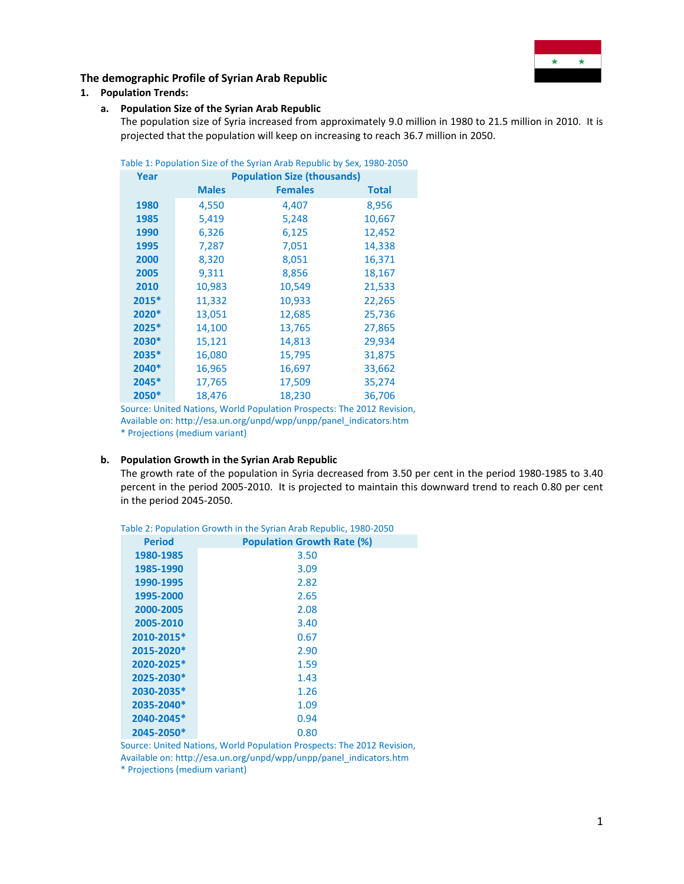## The demographic Profile of Syrian Arab Republic

### 1. Population Trends:

#### a. Population Size of the Syrian Arab Republic

The population size of Syria increased from approximately 9.0 million in 1980 to 21.5 million in 2010. It is projected that the population will keep on increasing to reach 36.7 million in 2050.

Table 1: Population Size of the Syrian Arab Republic by Sex, 1980-2050

| Year | Population Size (thousands) | | |
|---|---|---|---|
| | Males | Females | Total |
| 1980 | 4,550 | 4,407 | 8,956 |
| 1985 | 5,419 | 5,248 | 10,667 |
| 1990 | 6,326 | 6,125 | 12,452 |
| 1995 | 7,287 | 7,051 | 14,338 |
| 2000 | 8,320 | 8,051 | 16,371 |
| 2005 | 9,311 | 8,856 | 18,167 |
| 2010 | 10,983 | 10,549 | 21,533 |
| 2015* | 11,332 | 10,933 | 22,265 |
| 2020* | 13,051 | 12,685 | 25,736 |
| 2025* | 14,100 | 13,765 | 27,865 |
| 2030* | 15,121 | 14,813 | 29,934 |
| 2035* | 16,080 | 15,795 | 31,875 |
| 2040* | 16,965 | 16,697 | 33,662 |
| 2045* | 17,765 | 17,509 | 35,274 |
| 2050* | 18,476 | 18,230 | 36,706 |

Source: United Nations, World Population Prospects: The 2012 Revision, Available on: http://esa.un.org/unpd/wpp/unpp/panel_indicators.htm
* Projections (medium variant)

#### b. Population Growth in the Syrian Arab Republic

The growth rate of the population in Syria decreased from 3.50 per cent in the period 1980-1985 to 3.40 percent in the period 2005-2010. It is projected to maintain this downward trend to reach 0.80 per cent in the period 2045-2050.

Table 2: Population Growth in the Syrian Arab Republic, 1980-2050

| Period | Population Growth Rate (%) |
|---|---|
| 1980-1985 | 3.50 |
| 1985-1990 | 3.09 |
| 1990-1995 | 2.82 |
| 1995-2000 | 2.65 |
| 2000-2005 | 2.08 |
| 2005-2010 | 3.40 |
| 2010-2015* | 0.67 |
| 2015-2020* | 2.90 |
| 2020-2025* | 1.59 |
| 2025-2030* | 1.43 |
| 2030-2035* | 1.26 |
| 2035-2040* | 1.09 |
| 2040-2045* | 0.94 |
| 2045-2050* | 0.80 |

Source: United Nations, World Population Prospects: The 2012 Revision, Available on: http://esa.un.org/unpd/wpp/unpp/panel_indicators.htm
* Projections (medium variant)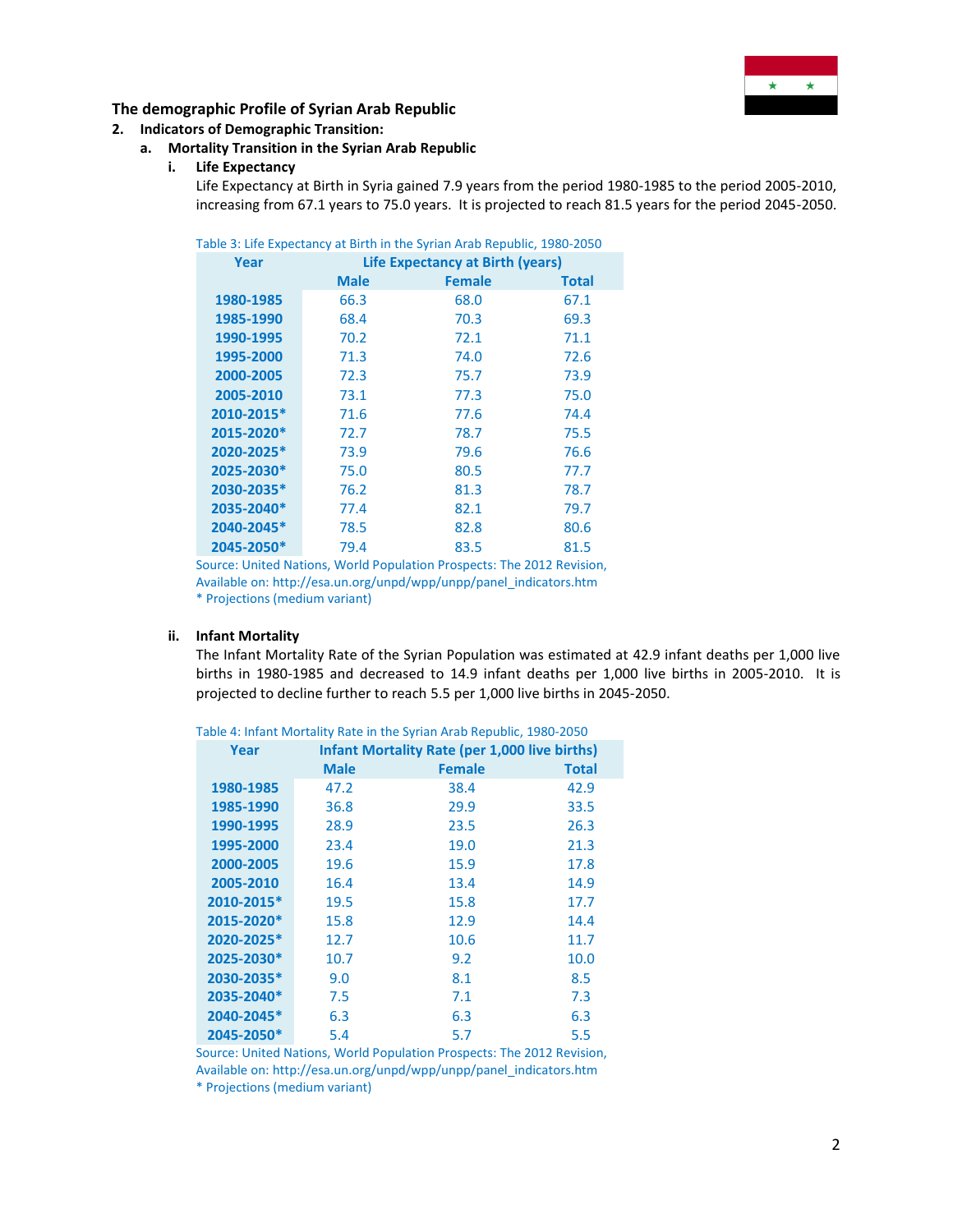**The demographic Profile of Syrian Arab Republic**

**2. Indicators of Demographic Transition:**

**a. Mortality Transition in the Syrian Arab Republic**

**i. Life Expectancy**

Life Expectancy at Birth in Syria gained 7.9 years from the period 1980-1985 to the period 2005-2010, increasing from 67.1 years to 75.0 years. It is projected to reach 81.5 years for the period 2045-2050.

Table 3: Life Expectancy at Birth in the Syrian Arab Republic, 1980-2050

| Year | Life Expectancy at Birth (years) | | |
|---|---|---|---|
| | Male | Female | Total |
| 1980-1985 | 66.3 | 68.0 | 67.1 |
| 1985-1990 | 68.4 | 70.3 | 69.3 |
| 1990-1995 | 70.2 | 72.1 | 71.1 |
| 1995-2000 | 71.3 | 74.0 | 72.6 |
| 2000-2005 | 72.3 | 75.7 | 73.9 |
| 2005-2010 | 73.1 | 77.3 | 75.0 |
| 2010-2015* | 71.6 | 77.6 | 74.4 |
| 2015-2020* | 72.7 | 78.7 | 75.5 |
| 2020-2025* | 73.9 | 79.6 | 76.6 |
| 2025-2030* | 75.0 | 80.5 | 77.7 |
| 2030-2035* | 76.2 | 81.3 | 78.7 |
| 2035-2040* | 77.4 | 82.1 | 79.7 |
| 2040-2045* | 78.5 | 82.8 | 80.6 |
| 2045-2050* | 79.4 | 83.5 | 81.5 |

Source: United Nations, World Population Prospects: The 2012 Revision, Available on: http://esa.un.org/unpd/wpp/unpp/panel_indicators.htm
* Projections (medium variant)

**ii. Infant Mortality**

The Infant Mortality Rate of the Syrian Population was estimated at 42.9 infant deaths per 1,000 live births in 1980-1985 and decreased to 14.9 infant deaths per 1,000 live births in 2005-2010. It is projected to decline further to reach 5.5 per 1,000 live births in 2045-2050.

Table 4: Infant Mortality Rate in the Syrian Arab Republic, 1980-2050

| Year | Infant Mortality Rate (per 1,000 live births) | | |
|---|---|---|---|
| | Male | Female | Total |
| 1980-1985 | 47.2 | 38.4 | 42.9 |
| 1985-1990 | 36.8 | 29.9 | 33.5 |
| 1990-1995 | 28.9 | 23.5 | 26.3 |
| 1995-2000 | 23.4 | 19.0 | 21.3 |
| 2000-2005 | 19.6 | 15.9 | 17.8 |
| 2005-2010 | 16.4 | 13.4 | 14.9 |
| 2010-2015* | 19.5 | 15.8 | 17.7 |
| 2015-2020* | 15.8 | 12.9 | 14.4 |
| 2020-2025* | 12.7 | 10.6 | 11.7 |
| 2025-2030* | 10.7 | 9.2 | 10.0 |
| 2030-2035* | 9.0 | 8.1 | 8.5 |
| 2035-2040* | 7.5 | 7.1 | 7.3 |
| 2040-2045* | 6.3 | 6.3 | 6.3 |
| 2045-2050* | 5.4 | 5.7 | 5.5 |

Source: United Nations, World Population Prospects: The 2012 Revision, Available on: http://esa.un.org/unpd/wpp/unpp/panel_indicators.htm
* Projections (medium variant)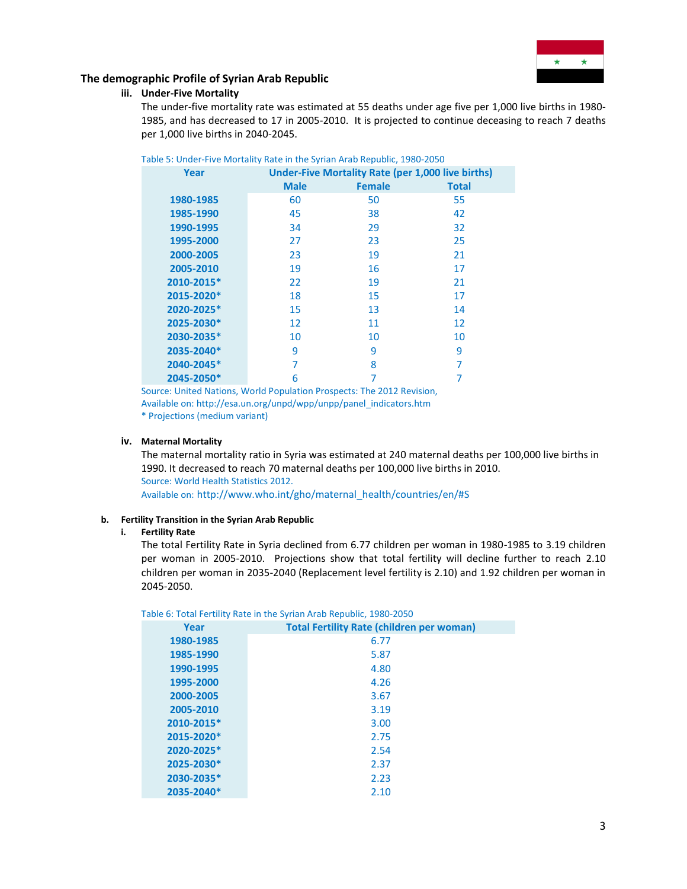The demographic Profile of Syrian Arab Republic

### iii. Under-Five Mortality

The under-five mortality rate was estimated at 55 deaths under age five per 1,000 live births in 1980-1985, and has decreased to 17 in 2005-2010. It is projected to continue deceasing to reach 7 deaths per 1,000 live births in 2040-2045.

Table 5: Under-Five Mortality Rate in the Syrian Arab Republic, 1980-2050

| Year | Under-Five Mortality Rate (per 1,000 live births) | | |
|---|---|---|---|
| | Male | Female | Total |
| 1980-1985 | 60 | 50 | 55 |
| 1985-1990 | 45 | 38 | 42 |
| 1990-1995 | 34 | 29 | 32 |
| 1995-2000 | 27 | 23 | 25 |
| 2000-2005 | 23 | 19 | 21 |
| 2005-2010 | 19 | 16 | 17 |
| 2010-2015* | 22 | 19 | 21 |
| 2015-2020* | 18 | 15 | 17 |
| 2020-2025* | 15 | 13 | 14 |
| 2025-2030* | 12 | 11 | 12 |
| 2030-2035* | 10 | 10 | 10 |
| 2035-2040* | 9 | 9 | 9 |
| 2040-2045* | 7 | 8 | 7 |
| 2045-2050* | 6 | 7 | 7 |

Source: United Nations, World Population Prospects: The 2012 Revision,
Available on: http://esa.un.org/unpd/wpp/unpp/panel_indicators.htm
* Projections (medium variant)

### iv. Maternal Mortality

The maternal mortality ratio in Syria was estimated at 240 maternal deaths per 100,000 live births in 1990. It decreased to reach 70 maternal deaths per 100,000 live births in 2010.
Source: World Health Statistics 2012.
Available on: http://www.who.int/gho/maternal_health/countries/en/#S

## b. Fertility Transition in the Syrian Arab Republic

### i. Fertility Rate

The total Fertility Rate in Syria declined from 6.77 children per woman in 1980-1985 to 3.19 children per woman in 2005-2010. Projections show that total fertility will decline further to reach 2.10 children per woman in 2035-2040 (Replacement level fertility is 2.10) and 1.92 children per woman in 2045-2050.

Table 6: Total Fertility Rate in the Syrian Arab Republic, 1980-2050

| Year | Total Fertility Rate (children per woman) |
|---|---|
| 1980-1985 | 6.77 |
| 1985-1990 | 5.87 |
| 1990-1995 | 4.80 |
| 1995-2000 | 4.26 |
| 2000-2005 | 3.67 |
| 2005-2010 | 3.19 |
| 2010-2015* | 3.00 |
| 2015-2020* | 2.75 |
| 2020-2025* | 2.54 |
| 2025-2030* | 2.37 |
| 2030-2035* | 2.23 |
| 2035-2040* | 2.10 |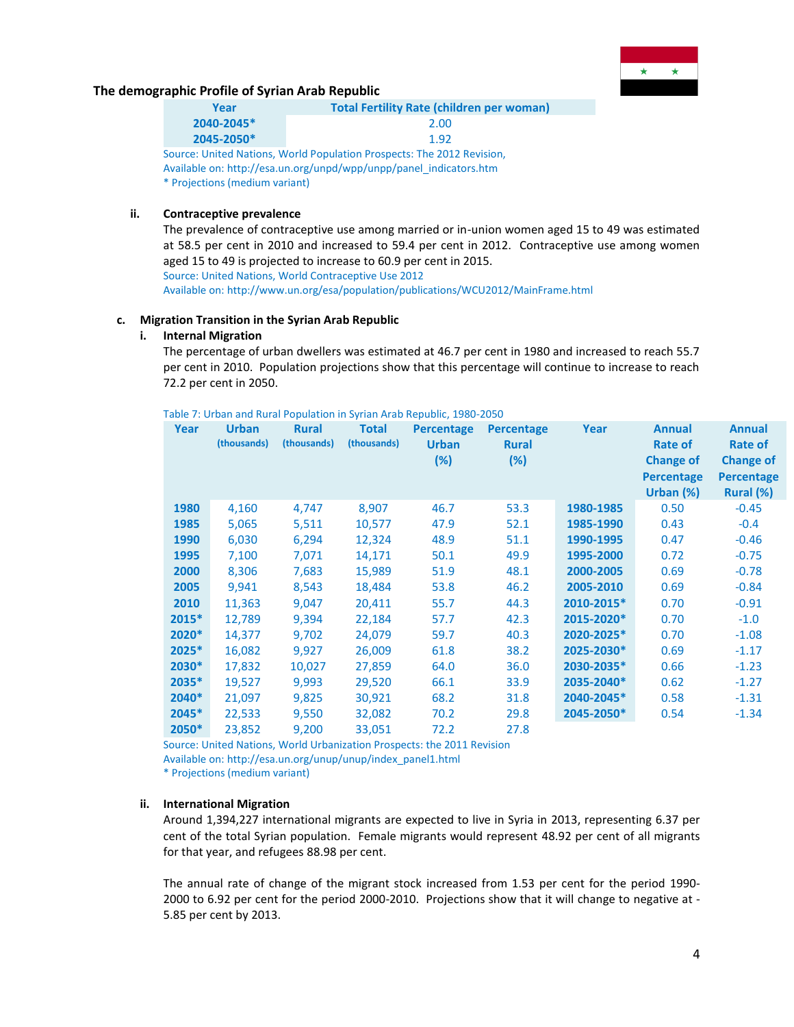**The demographic Profile of Syrian Arab Republic**

| Year | Total Fertility Rate (children per woman) |
|---|---|
| 2040-2045* | 2.00 |
| 2045-2050* | 1.92 |

Source: United Nations, World Population Prospects: The 2012 Revision,
Available on: http://esa.un.org/unpd/wpp/unpp/panel_indicators.htm
* Projections (medium variant)

#### ii. Contraceptive prevalence

The prevalence of contraceptive use among married or in-union women aged 15 to 49 was estimated at 58.5 per cent in 2010 and increased to 59.4 per cent in 2012. Contraceptive use among women aged 15 to 49 is projected to increase to 60.9 per cent in 2015.
Source: United Nations, World Contraceptive Use 2012
Available on: http://www.un.org/esa/population/publications/WCU2012/MainFrame.html

### c. Migration Transition in the Syrian Arab Republic

#### i. Internal Migration

The percentage of urban dwellers was estimated at 46.7 per cent in 1980 and increased to reach 55.7 per cent in 2010. Population projections show that this percentage will continue to increase to reach 72.2 per cent in 2050.

Table 7: Urban and Rural Population in Syrian Arab Republic, 1980-2050

| Year | Urban (thousands) | Rural (thousands) | Total (thousands) | Percentage Urban (%) | Percentage Rural (%) | Year | Annual Rate of Change of Percentage Urban (%) | Annual Rate of Change of Percentage Rural (%) |
|---|---|---|---|---|---|---|---|---|
| 1980 | 4,160 | 4,747 | 8,907 | 46.7 | 53.3 | 1980-1985 | 0.50 | -0.45 |
| 1985 | 5,065 | 5,511 | 10,577 | 47.9 | 52.1 | 1985-1990 | 0.43 | -0.4 |
| 1990 | 6,030 | 6,294 | 12,324 | 48.9 | 51.1 | 1990-1995 | 0.47 | -0.46 |
| 1995 | 7,100 | 7,071 | 14,171 | 50.1 | 49.9 | 1995-2000 | 0.72 | -0.75 |
| 2000 | 8,306 | 7,683 | 15,989 | 51.9 | 48.1 | 2000-2005 | 0.69 | -0.78 |
| 2005 | 9,941 | 8,543 | 18,484 | 53.8 | 46.2 | 2005-2010 | 0.69 | -0.84 |
| 2010 | 11,363 | 9,047 | 20,411 | 55.7 | 44.3 | 2010-2015* | 0.70 | -0.91 |
| 2015* | 12,789 | 9,394 | 22,184 | 57.7 | 42.3 | 2015-2020* | 0.70 | -1.0 |
| 2020* | 14,377 | 9,702 | 24,079 | 59.7 | 40.3 | 2020-2025* | 0.70 | -1.08 |
| 2025* | 16,082 | 9,927 | 26,009 | 61.8 | 38.2 | 2025-2030* | 0.69 | -1.17 |
| 2030* | 17,832 | 10,027 | 27,859 | 64.0 | 36.0 | 2030-2035* | 0.66 | -1.23 |
| 2035* | 19,527 | 9,993 | 29,520 | 66.1 | 33.9 | 2035-2040* | 0.62 | -1.27 |
| 2040* | 21,097 | 9,825 | 30,921 | 68.2 | 31.8 | 2040-2045* | 0.58 | -1.31 |
| 2045* | 22,533 | 9,550 | 32,082 | 70.2 | 29.8 | 2045-2050* | 0.54 | -1.34 |
| 2050* | 23,852 | 9,200 | 33,051 | 72.2 | 27.8 | | | |

Source: United Nations, World Urbanization Prospects: the 2011 Revision
Available on: http://esa.un.org/unup/unup/index_panel1.html
* Projections (medium variant)

#### ii. International Migration

Around 1,394,227 international migrants are expected to live in Syria in 2013, representing 6.37 per cent of the total Syrian population. Female migrants would represent 48.92 per cent of all migrants for that year, and refugees 88.98 per cent.

The annual rate of change of the migrant stock increased from 1.53 per cent for the period 1990-2000 to 6.92 per cent for the period 2000-2010. Projections show that it will change to negative at -5.85 per cent by 2013.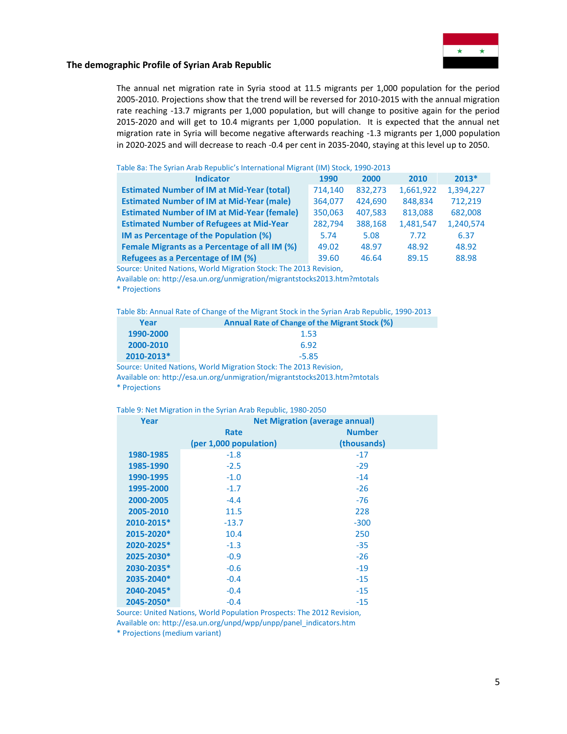The annual net migration rate in Syria stood at 11.5 migrants per 1,000 population for the period 2005-2010. Projections show that the trend will be reversed for 2010-2015 with the annual migration rate reaching -13.7 migrants per 1,000 population, but will change to positive again for the period 2015-2020 and will get to 10.4 migrants per 1,000 population. It is expected that the annual net migration rate in Syria will become negative afterwards reaching -1.3 migrants per 1,000 population in 2020-2025 and will decrease to reach -0.4 per cent in 2035-2040, staying at this level up to 2050.

Table 8a: The Syrian Arab Republic's International Migrant (IM) Stock, 1990-2013

| Indicator | 1990 | 2000 | 2010 | 2013* |
|---|---|---|---|---|
| Estimated Number of IM at Mid-Year (total) | 714,140 | 832,273 | 1,661,922 | 1,394,227 |
| Estimated Number of IM at Mid-Year (male) | 364,077 | 424,690 | 848,834 | 712,219 |
| Estimated Number of IM at Mid-Year (female) | 350,063 | 407,583 | 813,088 | 682,008 |
| Estimated Number of Refugees at Mid-Year | 282,794 | 388,168 | 1,481,547 | 1,240,574 |
| IM as Percentage of the Population (%) | 5.74 | 5.08 | 7.72 | 6.37 |
| Female Migrants as a Percentage of all IM (%) | 49.02 | 48.97 | 48.92 | 48.92 |
| Refugees as a Percentage of IM (%) | 39.60 | 46.64 | 89.15 | 88.98 |

Source: United Nations, World Migration Stock: The 2013 Revision,
Available on: http://esa.un.org/unmigration/migrantstocks2013.htm?mtotals
* Projections

Table 8b: Annual Rate of Change of the Migrant Stock in the Syrian Arab Republic, 1990-2013

| Year | Annual Rate of Change of the Migrant Stock (%) |
|---|---|
| 1990-2000 | 1.53 |
| 2000-2010 | 6.92 |
| 2010-2013* | -5.85 |

Source: United Nations, World Migration Stock: The 2013 Revision,
Available on: http://esa.un.org/unmigration/migrantstocks2013.htm?mtotals
* Projections

Table 9: Net Migration in the Syrian Arab Republic, 1980-2050

| Year | Net Migration (average annual) | |
|---|---|---|
| | Rate (per 1,000 population) | Number (thousands) |
| 1980-1985 | -1.8 | -17 |
| 1985-1990 | -2.5 | -29 |
| 1990-1995 | -1.0 | -14 |
| 1995-2000 | -1.7 | -26 |
| 2000-2005 | -4.4 | -76 |
| 2005-2010 | 11.5 | 228 |
| 2010-2015* | -13.7 | -300 |
| 2015-2020* | 10.4 | 250 |
| 2020-2025* | -1.3 | -35 |
| 2025-2030* | -0.9 | -26 |
| 2030-2035* | -0.6 | -19 |
| 2035-2040* | -0.4 | -15 |
| 2040-2045* | -0.4 | -15 |
| 2045-2050* | -0.4 | -15 |

Source: United Nations, World Population Prospects: The 2012 Revision,
Available on: http://esa.un.org/unpd/wpp/unpp/panel_indicators.htm
* Projections (medium variant)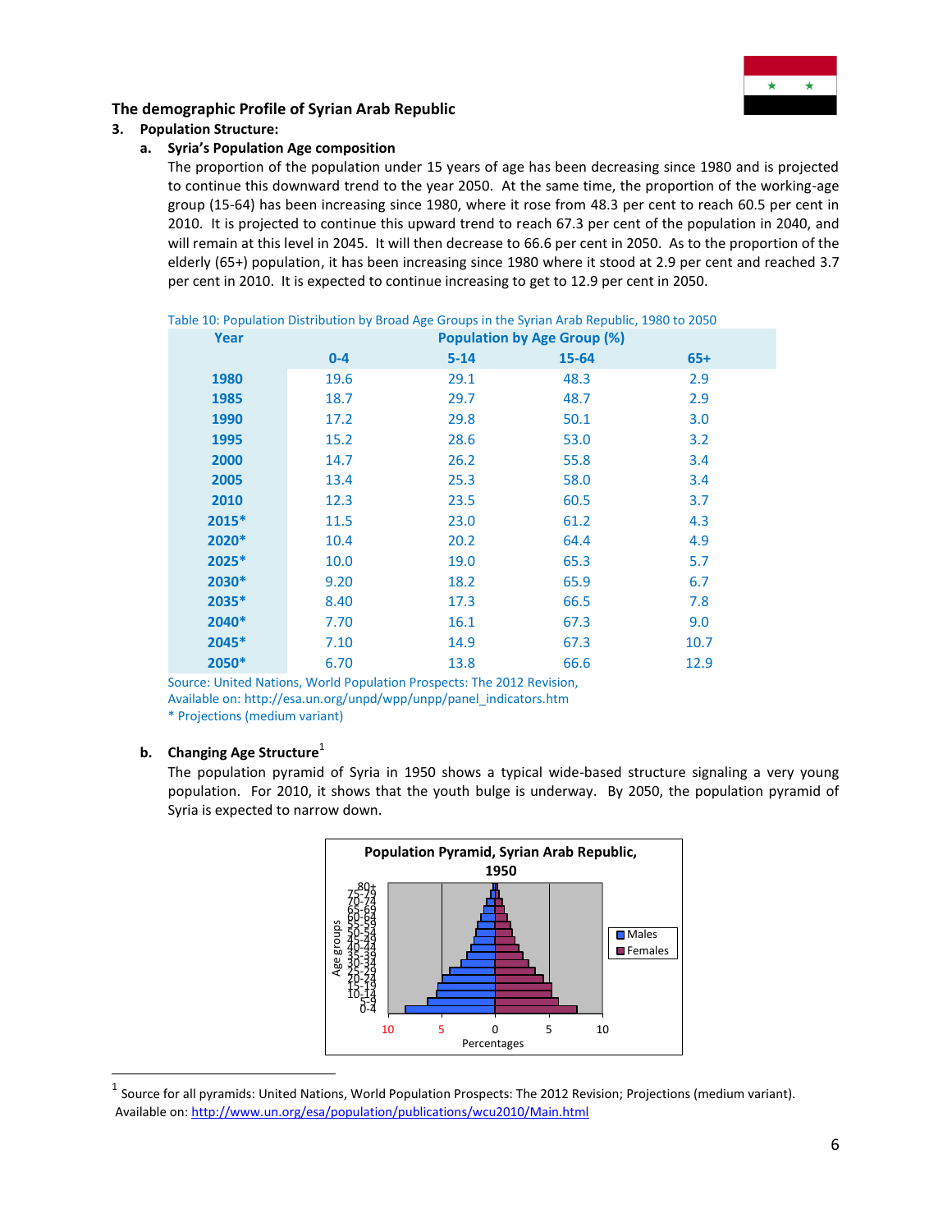## The demographic Profile of Syrian Arab Republic

### 3. Population Structure:

#### a. Syria's Population Age composition

The proportion of the population under 15 years of age has been decreasing since 1980 and is projected to continue this downward trend to the year 2050. At the same time, the proportion of the working-age group (15-64) has been increasing since 1980, where it rose from 48.3 per cent to reach 60.5 per cent in 2010. It is projected to continue this upward trend to reach 67.3 per cent of the population in 2040, and will remain at this level in 2045. It will then decrease to 66.6 per cent in 2050. As to the proportion of the elderly (65+) population, it has been increasing since 1980 where it stood at 2.9 per cent and reached 3.7 per cent in 2010. It is expected to continue increasing to get to 12.9 per cent in 2050.

Table 10: Population Distribution by Broad Age Groups in the Syrian Arab Republic, 1980 to 2050

| Year | Population by Age Group (%) | | | |
|---|---|---|---|---|
| | 0-4 | 5-14 | 15-64 | 65+ |
| 1980 | 19.6 | 29.1 | 48.3 | 2.9 |
| 1985 | 18.7 | 29.7 | 48.7 | 2.9 |
| 1990 | 17.2 | 29.8 | 50.1 | 3.0 |
| 1995 | 15.2 | 28.6 | 53.0 | 3.2 |
| 2000 | 14.7 | 26.2 | 55.8 | 3.4 |
| 2005 | 13.4 | 25.3 | 58.0 | 3.4 |
| 2010 | 12.3 | 23.5 | 60.5 | 3.7 |
| 2015* | 11.5 | 23.0 | 61.2 | 4.3 |
| 2020* | 10.4 | 20.2 | 64.4 | 4.9 |
| 2025* | 10.0 | 19.0 | 65.3 | 5.7 |
| 2030* | 9.20 | 18.2 | 65.9 | 6.7 |
| 2035* | 8.40 | 17.3 | 66.5 | 7.8 |
| 2040* | 7.70 | 16.1 | 67.3 | 9.0 |
| 2045* | 7.10 | 14.9 | 67.3 | 10.7 |
| 2050* | 6.70 | 13.8 | 66.6 | 12.9 |

Source: United Nations, World Population Prospects: The 2012 Revision,
Available on: http://esa.un.org/unpd/wpp/unpp/panel_indicators.htm
* Projections (medium variant)

#### b. Changing Age Structure[1]

The population pyramid of Syria in 1950 shows a typical wide-based structure signaling a very young population. For 2010, it shows that the youth bulge is underway. By 2050, the population pyramid of Syria is expected to narrow down.

Population Pyramid, Syrian Arab Republic, 1950

[1] Source for all pyramids: United Nations, World Population Prospects: The 2012 Revision; Projections (medium variant). Available on: http://www.un.org/esa/population/publications/wcu2010/Main.html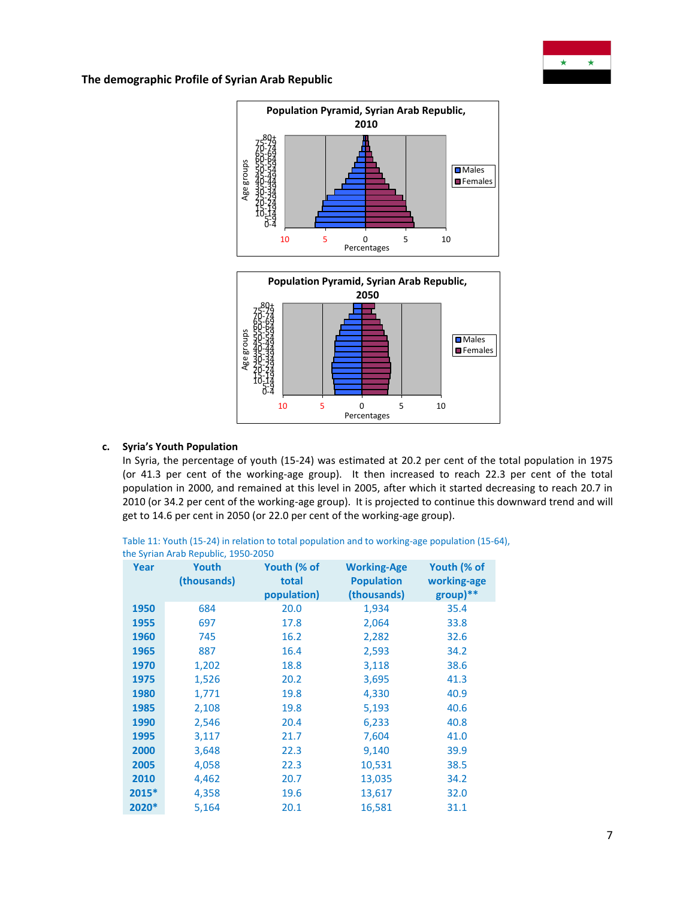### The demographic Profile of Syrian Arab Republic

**Population Pyramid, Syrian Arab Republic, 2010**

**Population Pyramid, Syrian Arab Republic, 2050**

c. **Syria's Youth Population**

In Syria, the percentage of youth (15-24) was estimated at 20.2 per cent of the total population in 1975 (or 41.3 per cent of the working-age group). It then increased to reach 22.3 per cent of the total population in 2000, and remained at this level in 2005, after which it started decreasing to reach 20.7 in 2010 (or 34.2 per cent of the working-age group). It is projected to continue this downward trend and will get to 14.6 per cent in 2050 (or 22.0 per cent of the working-age group).

Table 11: Youth (15-24) in relation to total population and to working-age population (15-64), the Syrian Arab Republic, 1950-2050

| Year | Youth (thousands) | Youth (% of total population) | Working-Age Population (thousands) | Youth (% of working-age group)** |
|---|---|---|---|---|
| 1950 | 684 | 20.0 | 1,934 | 35.4 |
| 1955 | 697 | 17.8 | 2,064 | 33.8 |
| 1960 | 745 | 16.2 | 2,282 | 32.6 |
| 1965 | 887 | 16.4 | 2,593 | 34.2 |
| 1970 | 1,202 | 18.8 | 3,118 | 38.6 |
| 1975 | 1,526 | 20.2 | 3,695 | 41.3 |
| 1980 | 1,771 | 19.8 | 4,330 | 40.9 |
| 1985 | 2,108 | 19.8 | 5,193 | 40.6 |
| 1990 | 2,546 | 20.4 | 6,233 | 40.8 |
| 1995 | 3,117 | 21.7 | 7,604 | 41.0 |
| 2000 | 3,648 | 22.3 | 9,140 | 39.9 |
| 2005 | 4,058 | 22.3 | 10,531 | 38.5 |
| 2010 | 4,462 | 20.7 | 13,035 | 34.2 |
| 2015* | 4,358 | 19.6 | 13,617 | 32.0 |
| 2020* | 5,164 | 20.1 | 16,581 | 31.1 |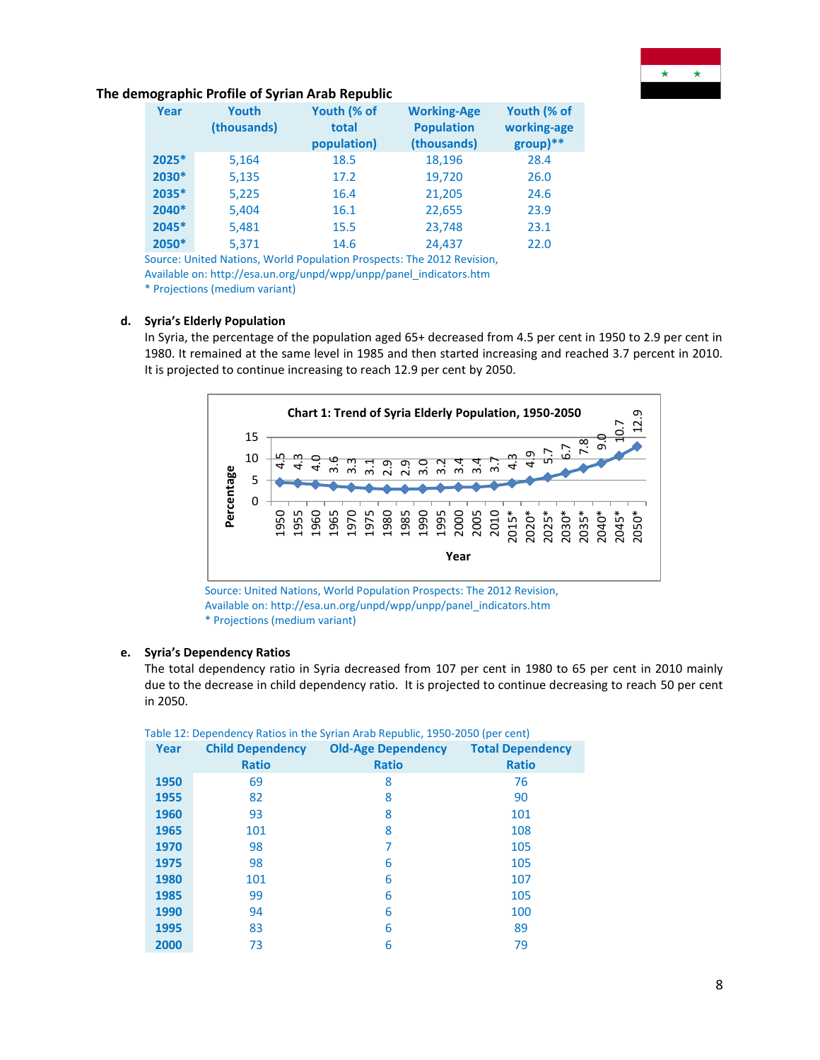**The demographic Profile of Syrian Arab Republic**

| Year | Youth (thousands) | Youth (% of total population) | Working-Age Population (thousands) | Youth (% of working-age group)** |
|---|---|---|---|---|
| 2025* | 5,164 | 18.5 | 18,196 | 28.4 |
| 2030* | 5,135 | 17.2 | 19,720 | 26.0 |
| 2035* | 5,225 | 16.4 | 21,205 | 24.6 |
| 2040* | 5,404 | 16.1 | 22,655 | 23.9 |
| 2045* | 5,481 | 15.5 | 23,748 | 23.1 |
| 2050* | 5,371 | 14.6 | 24,437 | 22.0 |

Source: United Nations, World Population Prospects: The 2012 Revision,
Available on: http://esa.un.org/unpd/wpp/unpp/panel_indicators.htm
* Projections (medium variant)

**d. Syria's Elderly Population**

In Syria, the percentage of the population aged 65+ decreased from 4.5 per cent in 1950 to 2.9 per cent in 1980. It remained at the same level in 1985 and then started increasing and reached 3.7 percent in 2010. It is projected to continue increasing to reach 12.9 per cent by 2050.

**Chart 1: Trend of Syria Elderly Population, 1950-2050**

| Year | 1950 | 1955 | 1960 | 1965 | 1970 | 1975 | 1980 | 1985 | 1990 | 1995 | 2000 | 2005 | 2010 | 2015* | 2020* | 2025* | 2030* | 2035* | 2040* | 2045* | 2050* |
|---|---|---|---|---|---|---|---|---|---|---|---|---|---|---|---|---|---|---|---|---|---|
| Percentage | 4.5 | 4.3 | 4.0 | 3.6 | 3.3 | 3.1 | 2.9 | 2.9 | 3.0 | 3.2 | 3.4 | 3.4 | 3.7 | 4.3 | 4.9 | 5.7 | 6.7 | 7.8 | 9.0 | 10.7 | 12.9 |

Source: United Nations, World Population Prospects: The 2012 Revision,
Available on: http://esa.un.org/unpd/wpp/unpp/panel_indicators.htm
* Projections (medium variant)

**e. Syria's Dependency Ratios**

The total dependency ratio in Syria decreased from 107 per cent in 1980 to 65 per cent in 2010 mainly due to the decrease in child dependency ratio. It is projected to continue decreasing to reach 50 per cent in 2050.

Table 12: Dependency Ratios in the Syrian Arab Republic, 1950-2050 (per cent)

| Year | Child Dependency Ratio | Old-Age Dependency Ratio | Total Dependency Ratio |
|---|---|---|---|
| 1950 | 69 | 8 | 76 |
| 1955 | 82 | 8 | 90 |
| 1960 | 93 | 8 | 101 |
| 1965 | 101 | 8 | 108 |
| 1970 | 98 | 7 | 105 |
| 1975 | 98 | 6 | 105 |
| 1980 | 101 | 6 | 107 |
| 1985 | 99 | 6 | 105 |
| 1990 | 94 | 6 | 100 |
| 1995 | 83 | 6 | 89 |
| 2000 | 73 | 6 | 79 |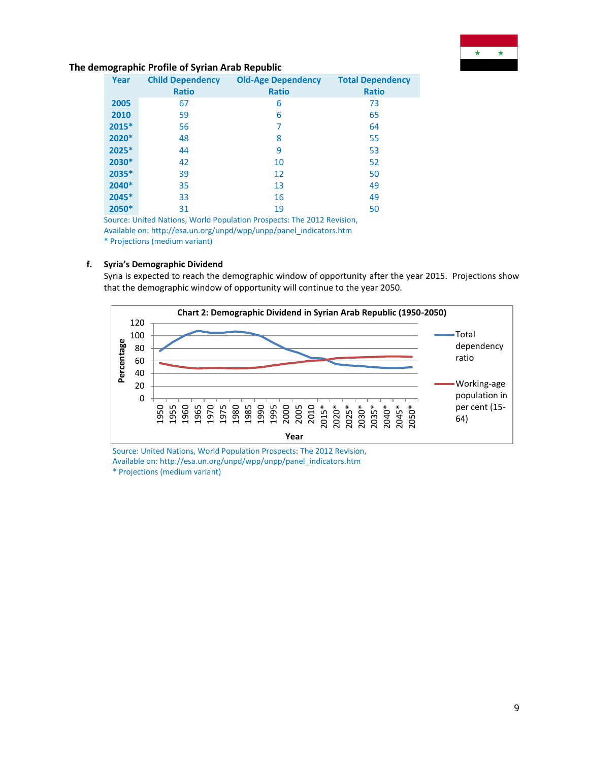### The demographic Profile of Syrian Arab Republic

| Year | Child Dependency Ratio | Old-Age Dependency Ratio | Total Dependency Ratio |
|---|---|---|---|
| 2005 | 67 | 6 | 73 |
| 2010 | 59 | 6 | 65 |
| 2015* | 56 | 7 | 64 |
| 2020* | 48 | 8 | 55 |
| 2025* | 44 | 9 | 53 |
| 2030* | 42 | 10 | 52 |
| 2035* | 39 | 12 | 50 |
| 2040* | 35 | 13 | 49 |
| 2045* | 33 | 16 | 49 |
| 2050* | 31 | 19 | 50 |

Source: United Nations, World Population Prospects: The 2012 Revision,
Available on: http://esa.un.org/unpd/wpp/unpp/panel_indicators.htm
* Projections (medium variant)

**f. Syria's Demographic Dividend**

Syria is expected to reach the demographic window of opportunity after the year 2015. Projections show that the demographic window of opportunity will continue to the year 2050.

**Chart 2: Demographic Dividend in Syrian Arab Republic (1950-2050)**

Source: United Nations, World Population Prospects: The 2012 Revision,
Available on: http://esa.un.org/unpd/wpp/unpp/panel_indicators.htm
* Projections (medium variant)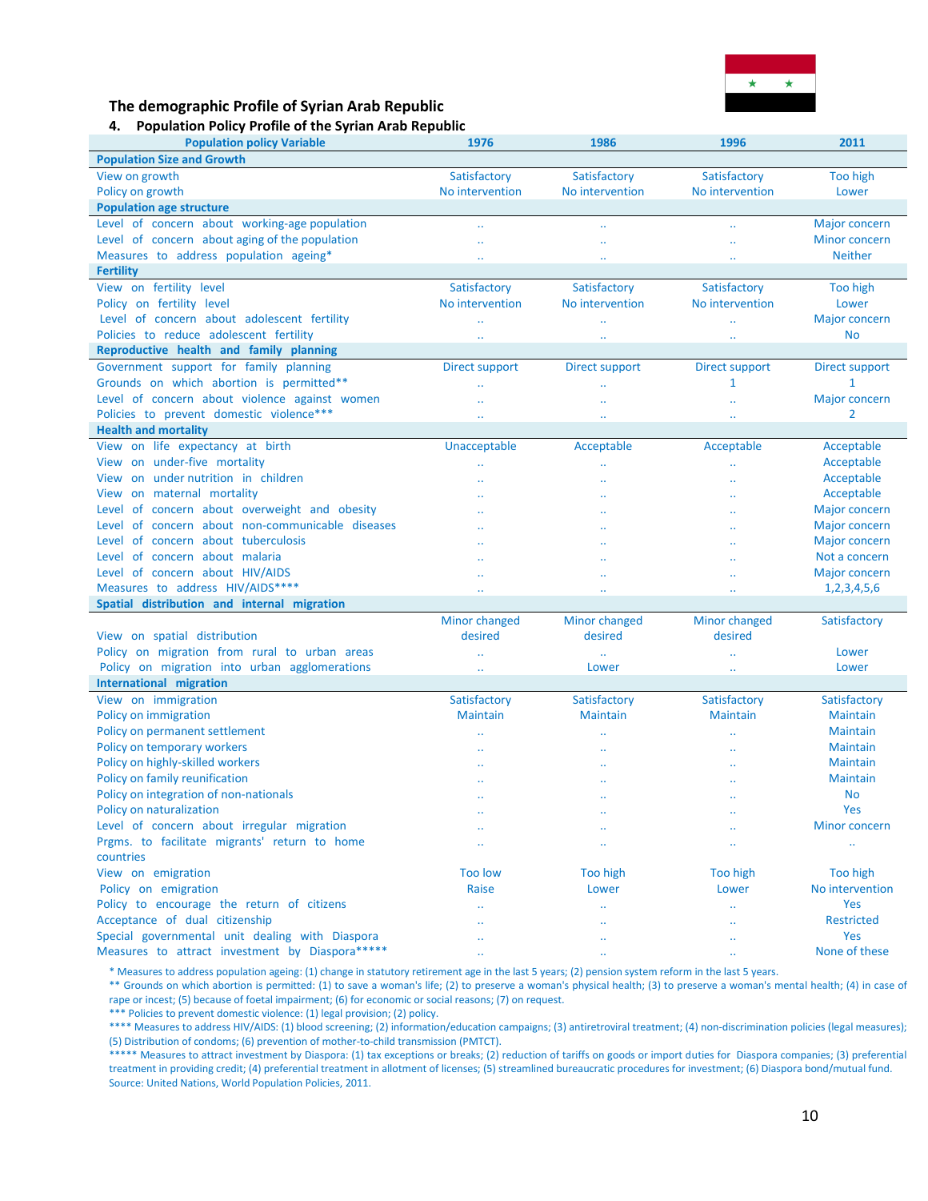## The demographic Profile of Syrian Arab Republic

### 4. Population Policy Profile of the Syrian Arab Republic

| Population policy Variable | 1976 | 1986 | 1996 | 2011 |
|---|---|---|---|---|
| **Population Size and Growth** | | | | |
| View on growth | Satisfactory | Satisfactory | Satisfactory | Too high |
| Policy on growth | No intervention | No intervention | No intervention | Lower |
| **Population age structure** | | | | |
| Level of concern about working-age population | .. | .. | .. | Major concern |
| Level of concern about aging of the population | .. | .. | .. | Minor concern |
| Measures to address population ageing* | .. | .. | .. | Neither |
| **Fertility** | | | | |
| View on fertility level | Satisfactory | Satisfactory | Satisfactory | Too high |
| Policy on fertility level | No intervention | No intervention | No intervention | Lower |
| Level of concern about adolescent fertility | .. | .. | .. | Major concern |
| Policies to reduce adolescent fertility | .. | .. | .. | No |
| **Reproductive health and family planning** | | | | |
| Government support for family planning | Direct support | Direct support | Direct support | Direct support |
| Grounds on which abortion is permitted** | .. | .. | 1 | 1 |
| Level of concern about violence against women | .. | .. | .. | Major concern |
| Policies to prevent domestic violence*** | .. | .. | .. | 2 |
| **Health and mortality** | | | | |
| View on life expectancy at birth | Unacceptable | Acceptable | Acceptable | Acceptable |
| View on under-five mortality | .. | .. | .. | Acceptable |
| View on under nutrition in children | .. | .. | .. | Acceptable |
| View on maternal mortality | .. | .. | .. | Acceptable |
| Level of concern about overweight and obesity | .. | .. | .. | Major concern |
| Level of concern about non-communicable diseases | .. | .. | .. | Major concern |
| Level of concern about tuberculosis | .. | .. | .. | Major concern |
| Level of concern about malaria | .. | .. | .. | Not a concern |
| Level of concern about HIV/AIDS | .. | .. | .. | Major concern |
| Measures to address HIV/AIDS**** | .. | .. | .. | 1,2,3,4,5,6 |
| **Spatial distribution and internal migration** | | | | |
| View on spatial distribution | Minor changed desired | Minor changed desired | Minor changed desired | Satisfactory |
| Policy on migration from rural to urban areas | .. | .. | .. | Lower |
| Policy on migration into urban agglomerations | .. | Lower | .. | Lower |
| **International migration** | | | | |
| View on immigration | Satisfactory | Satisfactory | Satisfactory | Satisfactory |
| Policy on immigration | Maintain | Maintain | Maintain | Maintain |
| Policy on permanent settlement | .. | .. | .. | Maintain |
| Policy on temporary workers | .. | .. | .. | Maintain |
| Policy on highly-skilled workers | .. | .. | .. | Maintain |
| Policy on family reunification | .. | .. | .. | Maintain |
| Policy on integration of non-nationals | .. | .. | .. | No |
| Policy on naturalization | .. | .. | .. | Yes |
| Level of concern about irregular migration | .. | .. | .. | Minor concern |
| Prgms. to facilitate migrants' return to home countries | .. | .. | .. | .. |
| View on emigration | Too low | Too high | Too high | Too high |
| Policy on emigration | Raise | Lower | Lower | No intervention |
| Policy to encourage the return of citizens | .. | .. | .. | Yes |
| Acceptance of dual citizenship | .. | .. | .. | Restricted |
| Special governmental unit dealing with Diaspora | .. | .. | .. | Yes |
| Measures to attract investment by Diaspora***** | .. | .. | .. | None of these |

\* Measures to address population ageing: (1) change in statutory retirement age in the last 5 years; (2) pension system reform in the last 5 years.
\*\* Grounds on which abortion is permitted: (1) to save a woman's life; (2) to preserve a woman's physical health; (3) to preserve a woman's mental health; (4) in case of rape or incest; (5) because of foetal impairment; (6) for economic or social reasons; (7) on request.
\*\*\* Policies to prevent domestic violence: (1) legal provision; (2) policy.
\*\*\*\* Measures to address HIV/AIDS: (1) blood screening; (2) information/education campaigns; (3) antiretroviral treatment; (4) non-discrimination policies (legal measures); (5) Distribution of condoms; (6) prevention of mother-to-child transmission (PMTCT).
\*\*\*\*\* Measures to attract investment by Diaspora: (1) tax exceptions or breaks; (2) reduction of tariffs on goods or import duties for Diaspora companies; (3) preferential treatment in providing credit; (4) preferential treatment in allotment of licenses; (5) streamlined bureaucratic procedures for investment; (6) Diaspora bond/mutual fund.
Source: United Nations, World Population Policies, 2011.